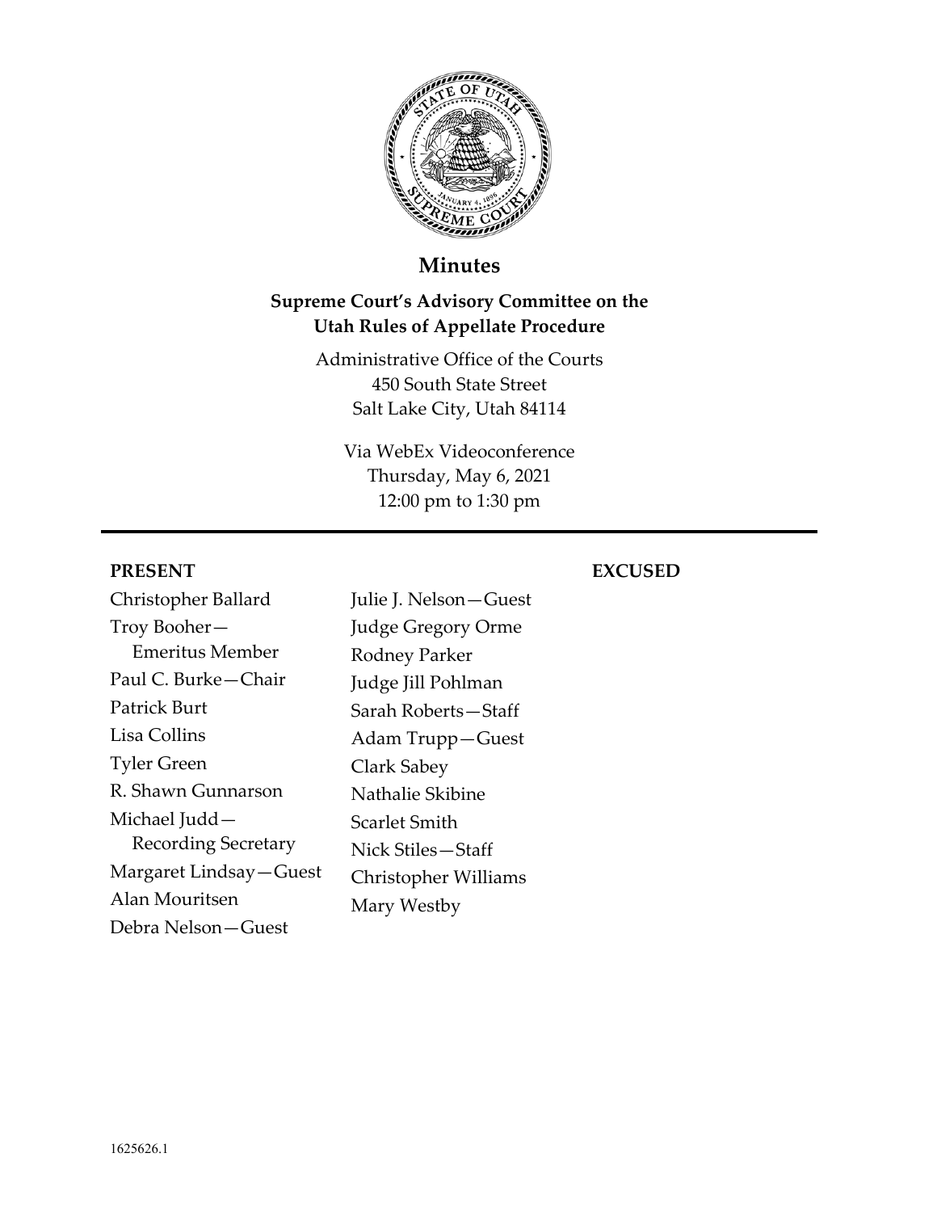# Minutes

## Supreme Court's Advisory Committee on the Utah Rules of Appellate Procedure

Administrative Office of the Courts
450 South State Street
Salt Lake City, Utah 84114

Via WebEx Videoconference
Thursday, May 6, 2021
12:00 pm to 1:30 pm

---

**PRESENT**

Christopher Ballard
Troy Booher—Emeritus Member
Paul C. Burke—Chair
Patrick Burt
Lisa Collins
Tyler Green
R. Shawn Gunnarson
Michael Judd—Recording Secretary
Margaret Lindsay—Guest
Alan Mouritsen
Debra Nelson—Guest
Julie J. Nelson—Guest
Judge Gregory Orme
Rodney Parker
Judge Jill Pohlman
Sarah Roberts—Staff
Adam Trupp—Guest
Clark Sabey
Nathalie Skibine
Scarlet Smith
Nick Stiles—Staff
Christopher Williams
Mary Westby

**EXCUSED**

1625626.1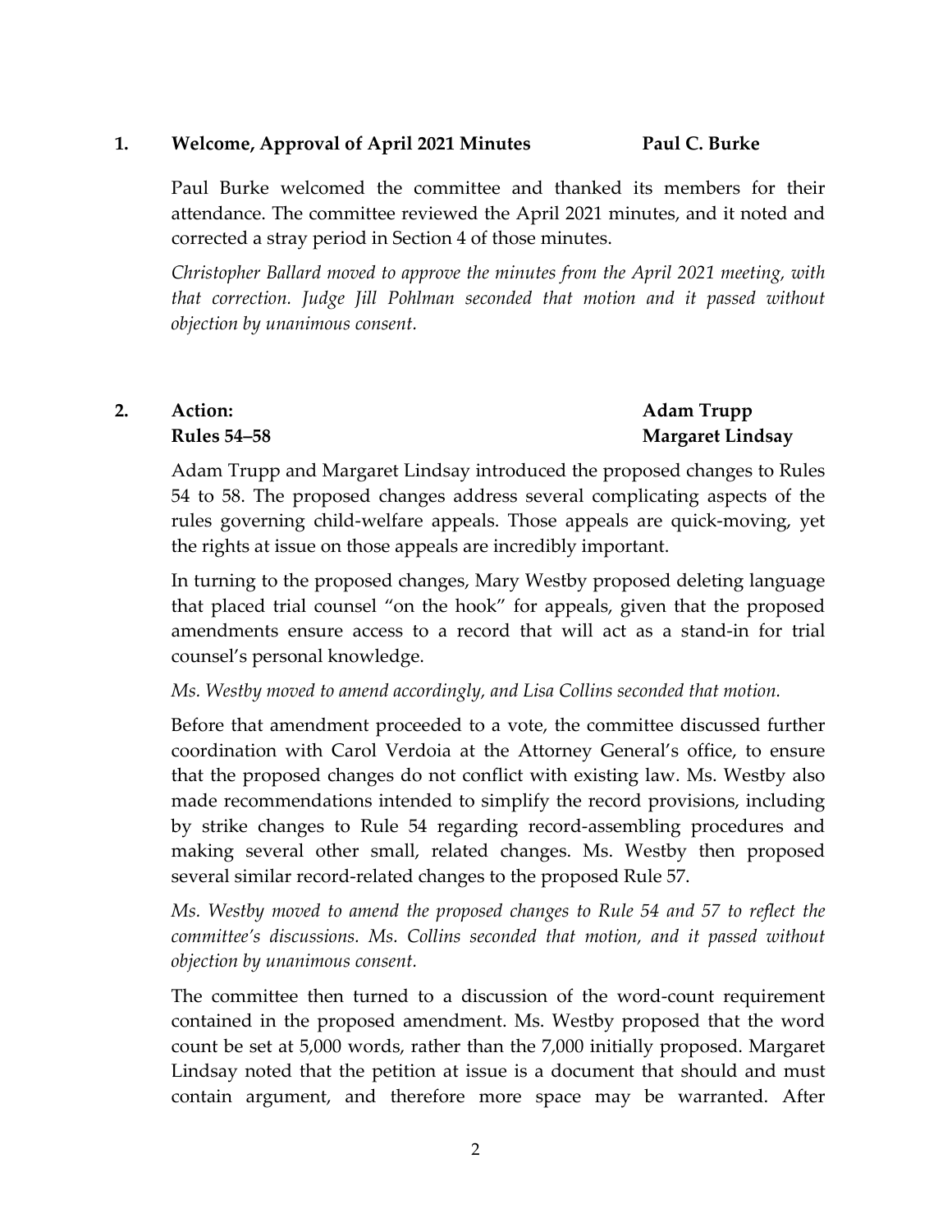## 1. Welcome, Approval of April 2021 Minutes — Paul C. Burke

Paul Burke welcomed the committee and thanked its members for their attendance. The committee reviewed the April 2021 minutes, and it noted and corrected a stray period in Section 4 of those minutes.

*Christopher Ballard moved to approve the minutes from the April 2021 meeting, with that correction. Judge Jill Pohlman seconded that motion and it passed without objection by unanimous consent.*

## 2. Action: Rules 54–58 — Adam Trupp, Margaret Lindsay

Adam Trupp and Margaret Lindsay introduced the proposed changes to Rules 54 to 58. The proposed changes address several complicating aspects of the rules governing child-welfare appeals. Those appeals are quick-moving, yet the rights at issue on those appeals are incredibly important.

In turning to the proposed changes, Mary Westby proposed deleting language that placed trial counsel "on the hook" for appeals, given that the proposed amendments ensure access to a record that will act as a stand-in for trial counsel's personal knowledge.

*Ms. Westby moved to amend accordingly, and Lisa Collins seconded that motion.*

Before that amendment proceeded to a vote, the committee discussed further coordination with Carol Verdoia at the Attorney General's office, to ensure that the proposed changes do not conflict with existing law. Ms. Westby also made recommendations intended to simplify the record provisions, including by strike changes to Rule 54 regarding record-assembling procedures and making several other small, related changes. Ms. Westby then proposed several similar record-related changes to the proposed Rule 57.

*Ms. Westby moved to amend the proposed changes to Rule 54 and 57 to reflect the committee's discussions. Ms. Collins seconded that motion, and it passed without objection by unanimous consent.*

The committee then turned to a discussion of the word-count requirement contained in the proposed amendment. Ms. Westby proposed that the word count be set at 5,000 words, rather than the 7,000 initially proposed. Margaret Lindsay noted that the petition at issue is a document that should and must contain argument, and therefore more space may be warranted. After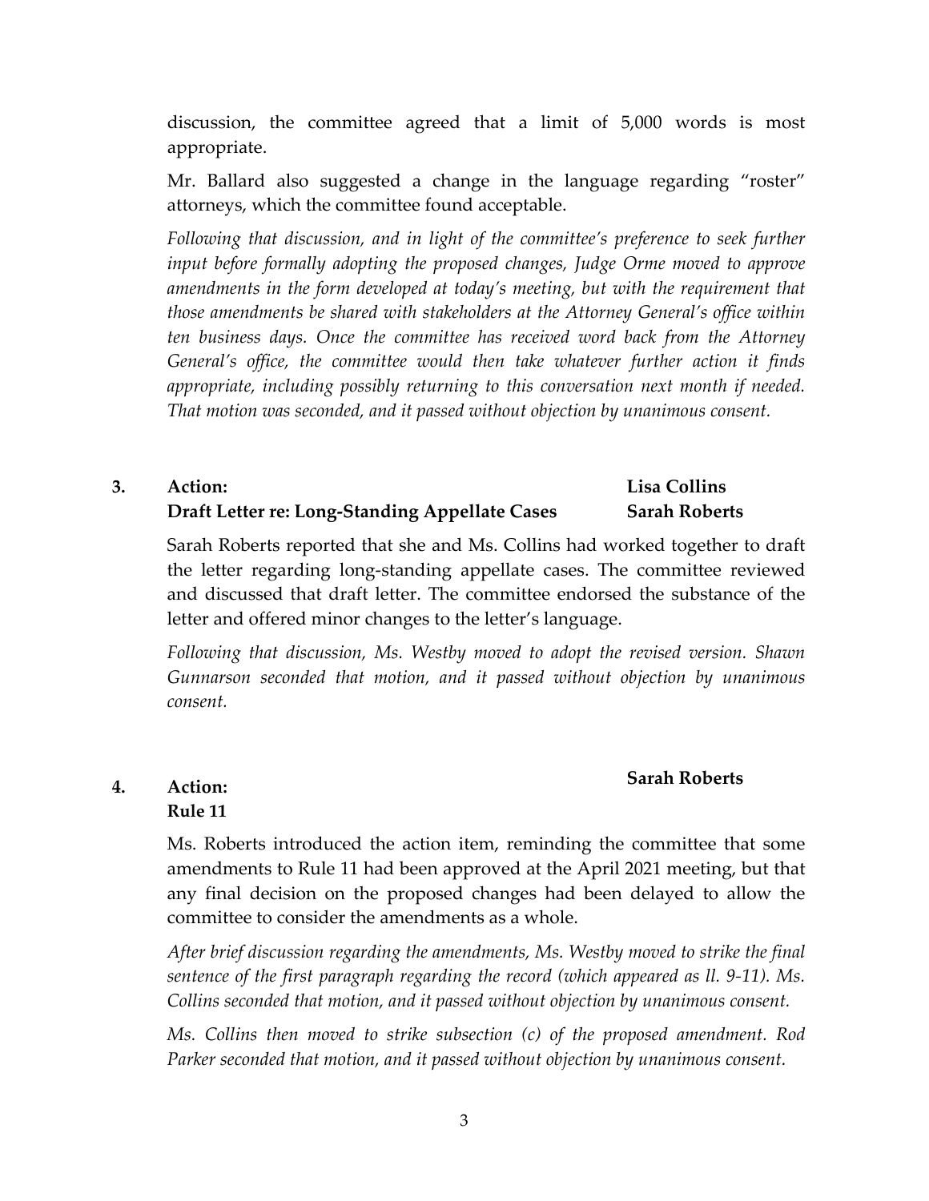discussion, the committee agreed that a limit of 5,000 words is most appropriate.

Mr. Ballard also suggested a change in the language regarding "roster" attorneys, which the committee found acceptable.

*Following that discussion, and in light of the committee's preference to seek further input before formally adopting the proposed changes, Judge Orme moved to approve amendments in the form developed at today's meeting, but with the requirement that those amendments be shared with stakeholders at the Attorney General's office within ten business days. Once the committee has received word back from the Attorney General's office, the committee would then take whatever further action it finds appropriate, including possibly returning to this conversation next month if needed. That motion was seconded, and it passed without objection by unanimous consent.*

**3. Action: Draft Letter re: Long-Standing Appellate Cases** — **Lisa Collins, Sarah Roberts**

Sarah Roberts reported that she and Ms. Collins had worked together to draft the letter regarding long-standing appellate cases. The committee reviewed and discussed that draft letter. The committee endorsed the substance of the letter and offered minor changes to the letter's language.

*Following that discussion, Ms. Westby moved to adopt the revised version. Shawn Gunnarson seconded that motion, and it passed without objection by unanimous consent.*

**4. Action: Rule 11** — **Sarah Roberts**

Ms. Roberts introduced the action item, reminding the committee that some amendments to Rule 11 had been approved at the April 2021 meeting, but that any final decision on the proposed changes had been delayed to allow the committee to consider the amendments as a whole.

*After brief discussion regarding the amendments, Ms. Westby moved to strike the final sentence of the first paragraph regarding the record (which appeared as ll. 9-11). Ms. Collins seconded that motion, and it passed without objection by unanimous consent.*

*Ms. Collins then moved to strike subsection (c) of the proposed amendment. Rod Parker seconded that motion, and it passed without objection by unanimous consent.*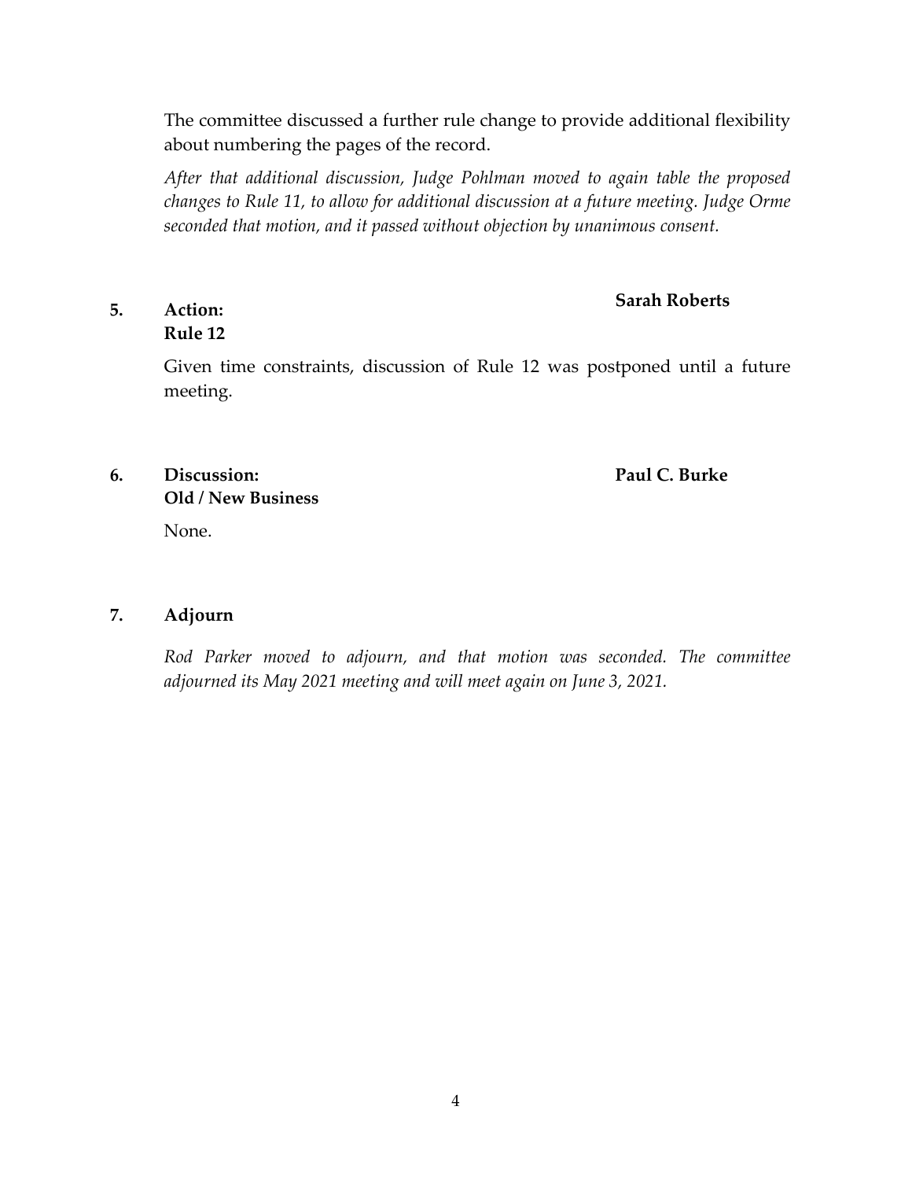The committee discussed a further rule change to provide additional flexibility about numbering the pages of the record.

*After that additional discussion, Judge Pohlman moved to again table the proposed changes to Rule 11, to allow for additional discussion at a future meeting. Judge Orme seconded that motion, and it passed without objection by unanimous consent.*

**5. Action: Rule 12** — **Sarah Roberts**

Given time constraints, discussion of Rule 12 was postponed until a future meeting.

**6. Discussion: Old / New Business** — **Paul C. Burke**

None.

**7. Adjourn**

*Rod Parker moved to adjourn, and that motion was seconded. The committee adjourned its May 2021 meeting and will meet again on June 3, 2021.*